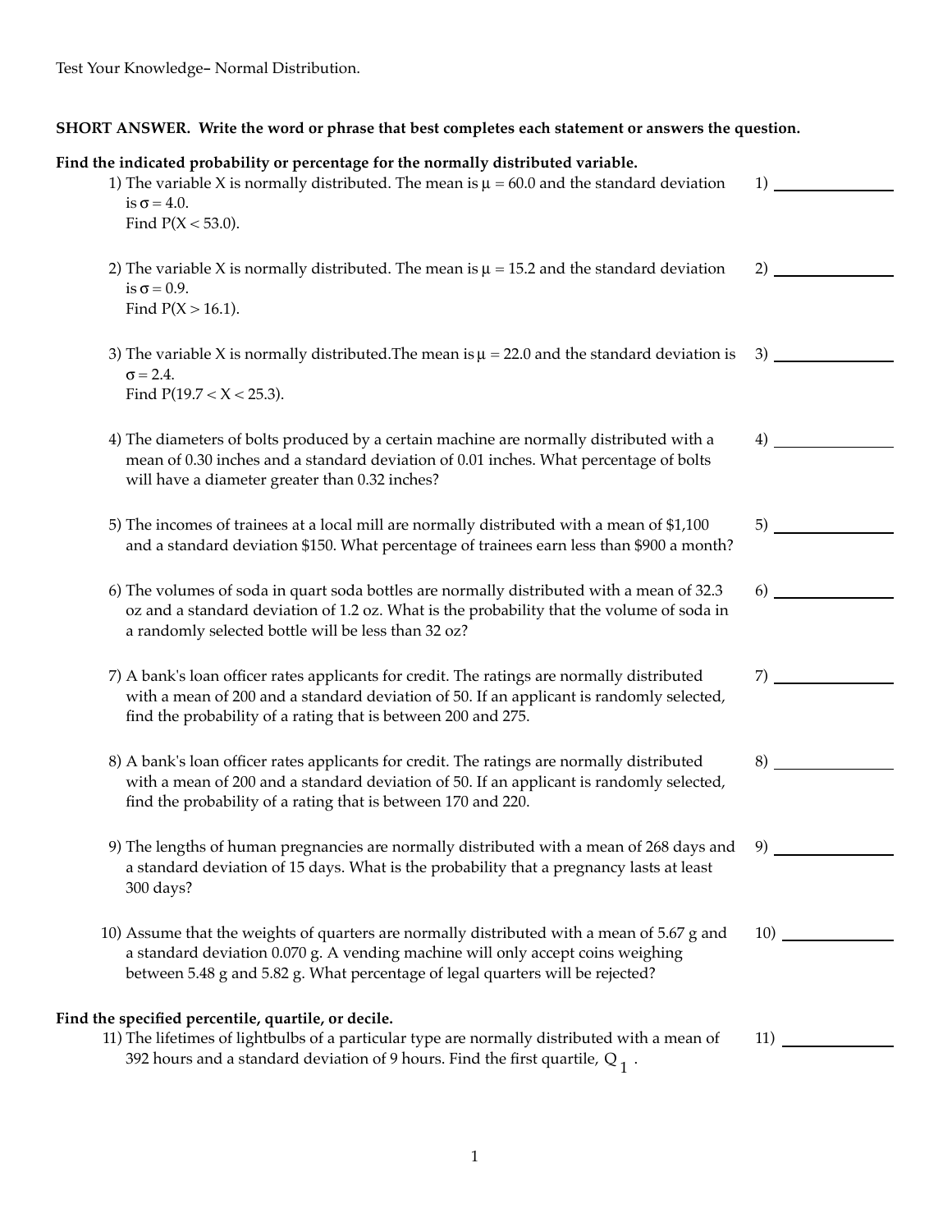Test Your Knowledge– Normal Distribution.

**SHORT ANSWER. Write the word or phrase that best completes each statement or answers the question.**

**Find the indicated probability or percentage for the normally distributed variable.**

1) The variable X is normally distributed. The mean is $\mu = 60.0$ and the standard deviation is $\sigma = 4.0$.
Find $P(X < 53.0)$.

1) ______________

2) The variable X is normally distributed. The mean is $\mu = 15.2$ and the standard deviation is $\sigma = 0.9$.
Find $P(X > 16.1)$.

2) ______________

3) The variable X is normally distributed.The mean is $\mu = 22.0$ and the standard deviation is $\sigma = 2.4$.
Find $P(19.7 < X < 25.3)$.

3) ______________

4) The diameters of bolts produced by a certain machine are normally distributed with a mean of 0.30 inches and a standard deviation of 0.01 inches. What percentage of bolts will have a diameter greater than 0.32 inches?

4) ______________

5) The incomes of trainees at a local mill are normally distributed with a mean of $1,100 and a standard deviation $150. What percentage of trainees earn less than $900 a month?

5) ______________

6) The volumes of soda in quart soda bottles are normally distributed with a mean of 32.3 oz and a standard deviation of 1.2 oz. What is the probability that the volume of soda in a randomly selected bottle will be less than 32 oz?

6) ______________

7) A bank's loan officer rates applicants for credit. The ratings are normally distributed with a mean of 200 and a standard deviation of 50. If an applicant is randomly selected, find the probability of a rating that is between 200 and 275.

7) ______________

8) A bank's loan officer rates applicants for credit. The ratings are normally distributed with a mean of 200 and a standard deviation of 50. If an applicant is randomly selected, find the probability of a rating that is between 170 and 220.

8) ______________

9) The lengths of human pregnancies are normally distributed with a mean of 268 days and a standard deviation of 15 days. What is the probability that a pregnancy lasts at least 300 days?

9) ______________

10) Assume that the weights of quarters are normally distributed with a mean of 5.67 g and a standard deviation 0.070 g. A vending machine will only accept coins weighing between 5.48 g and 5.82 g. What percentage of legal quarters will be rejected?

10) ______________

**Find the specified percentile, quartile, or decile.**

11) The lifetimes of lightbulbs of a particular type are normally distributed with a mean of 392 hours and a standard deviation of 9 hours. Find the first quartile, $Q_1$.

11) ______________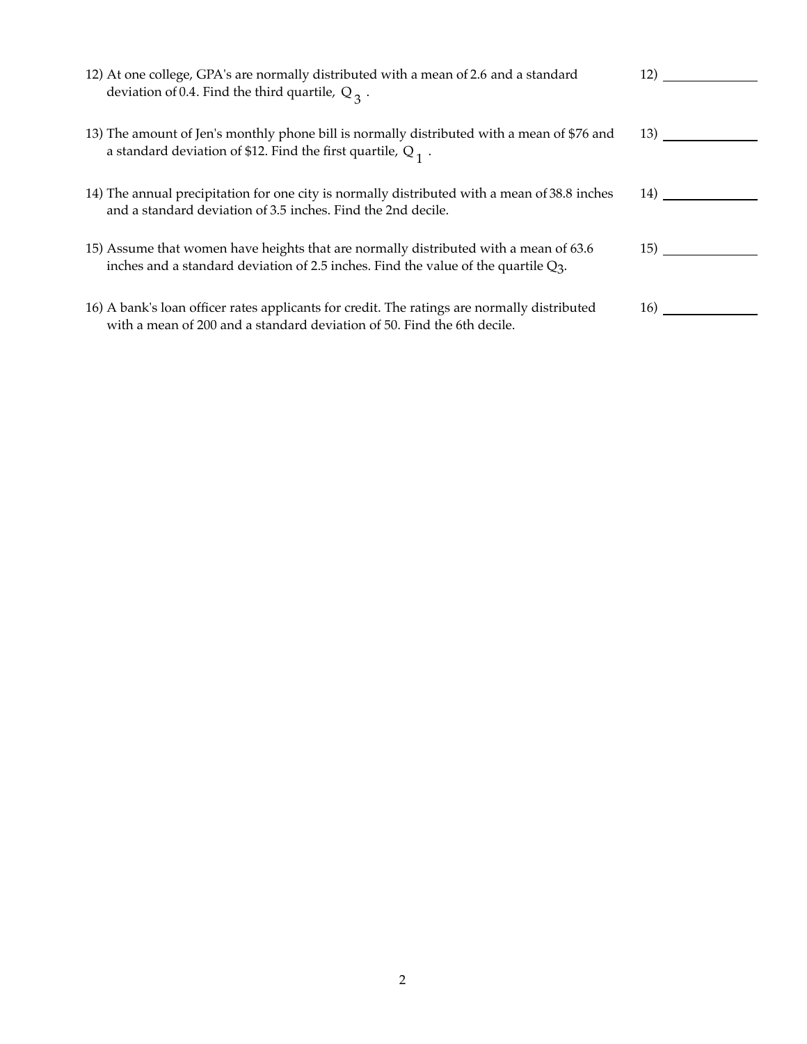12) At one college, GPA's are normally distributed with a mean of 2.6 and a standard deviation of 0.4. Find the third quartile, $Q_3$.

12) ______________

13) The amount of Jen's monthly phone bill is normally distributed with a mean of $76 and a standard deviation of $12. Find the first quartile, $Q_1$.

13) ______________

14) The annual precipitation for one city is normally distributed with a mean of 38.8 inches and a standard deviation of 3.5 inches. Find the 2nd decile.

14) ______________

15) Assume that women have heights that are normally distributed with a mean of 63.6 inches and a standard deviation of 2.5 inches. Find the value of the quartile $Q_3$.

15) ______________

16) A bank's loan officer rates applicants for credit. The ratings are normally distributed with a mean of 200 and a standard deviation of 50. Find the 6th decile.

16) ______________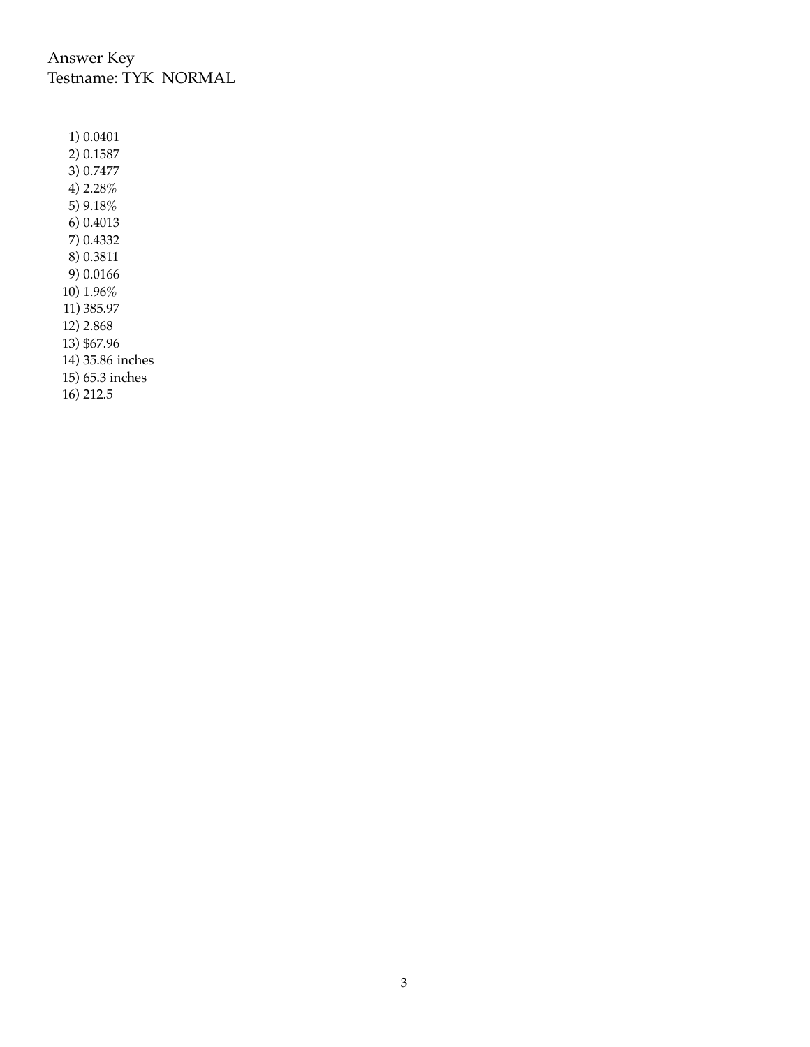Answer Key
Testname: TYK NORMAL

1) 0.0401
2) 0.1587
3) 0.7477
4) 2.28%
5) 9.18%
6) 0.4013
7) 0.4332
8) 0.3811
9) 0.0166
10) 1.96%
11) 385.97
12) 2.868
13) $67.96
14) 35.86 inches
15) 65.3 inches
16) 212.5